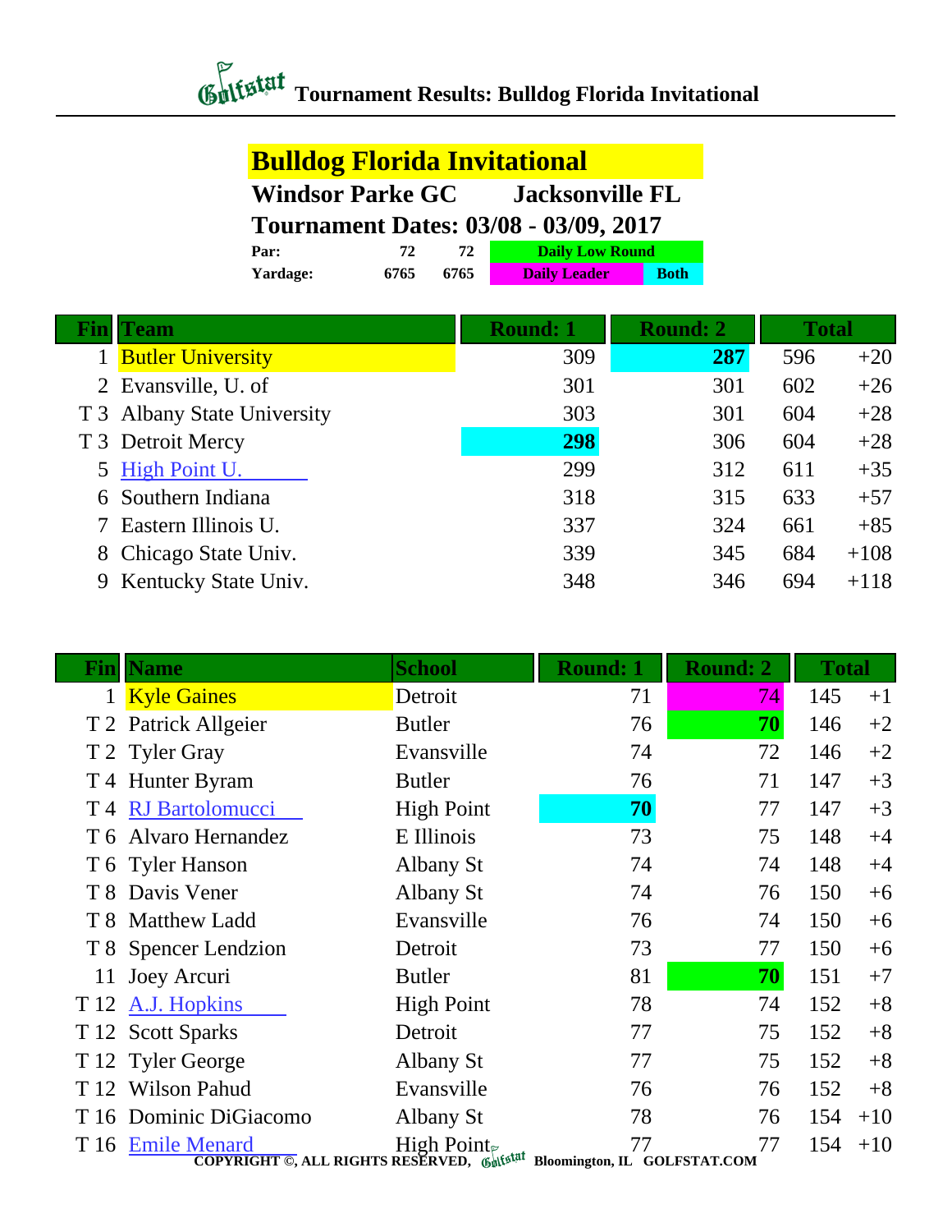# Tournament Results: Bulldog Florida Invitational

## Bulldog Florida Invitational

**Windsor Parke GC Jacksonville FL**

**Tournament Dates: 03/08 - 03/09, 2017**

| | | | |
|---|---|---|---|
| **Par:** | **72** | **72** | **Daily Low Round** |
| **Yardage:** | **6765** | **6765** | **Daily Leader** / **Both** |

| Fin | Team | Round: 1 | Round: 2 | Total | |
|---|---|---|---|---|---|
| 1 | Butler University | 309 | **287** | 596 | +20 |
| 2 | Evansville, U. of | 301 | 301 | 602 | +26 |
| T 3 | Albany State University | 303 | 301 | 604 | +28 |
| T 3 | Detroit Mercy | **298** | 306 | 604 | +28 |
| 5 | High Point U. | 299 | 312 | 611 | +35 |
| 6 | Southern Indiana | 318 | 315 | 633 | +57 |
| 7 | Eastern Illinois U. | 337 | 324 | 661 | +85 |
| 8 | Chicago State Univ. | 339 | 345 | 684 | +108 |
| 9 | Kentucky State Univ. | 348 | 346 | 694 | +118 |

| Fin | Name | School | Round: 1 | Round: 2 | Total | |
|---|---|---|---|---|---|---|
| 1 | Kyle Gaines | Detroit | 71 | 74 | 145 | +1 |
| T 2 | Patrick Allgeier | Butler | 76 | **70** | 146 | +2 |
| T 2 | Tyler Gray | Evansville | 74 | 72 | 146 | +2 |
| T 4 | Hunter Byram | Butler | 76 | 71 | 147 | +3 |
| T 4 | RJ Bartolomucci | High Point | **70** | 77 | 147 | +3 |
| T 6 | Alvaro Hernandez | E Illinois | 73 | 75 | 148 | +4 |
| T 6 | Tyler Hanson | Albany St | 74 | 74 | 148 | +4 |
| T 8 | Davis Vener | Albany St | 74 | 76 | 150 | +6 |
| T 8 | Matthew Ladd | Evansville | 76 | 74 | 150 | +6 |
| T 8 | Spencer Lendzion | Detroit | 73 | 77 | 150 | +6 |
| 11 | Joey Arcuri | Butler | 81 | **70** | 151 | +7 |
| T 12 | A.J. Hopkins | High Point | 78 | 74 | 152 | +8 |
| T 12 | Scott Sparks | Detroit | 77 | 75 | 152 | +8 |
| T 12 | Tyler George | Albany St | 77 | 75 | 152 | +8 |
| T 12 | Wilson Pahud | Evansville | 76 | 76 | 152 | +8 |
| T 16 | Dominic DiGiacomo | Albany St | 78 | 76 | 154 | +10 |
| T 16 | Emile Menard | High Point | 77 | 77 | 154 | +10 |

COPYRIGHT ©, ALL RIGHTS RESERVED, Golfstat Bloomington, IL GOLFSTAT.COM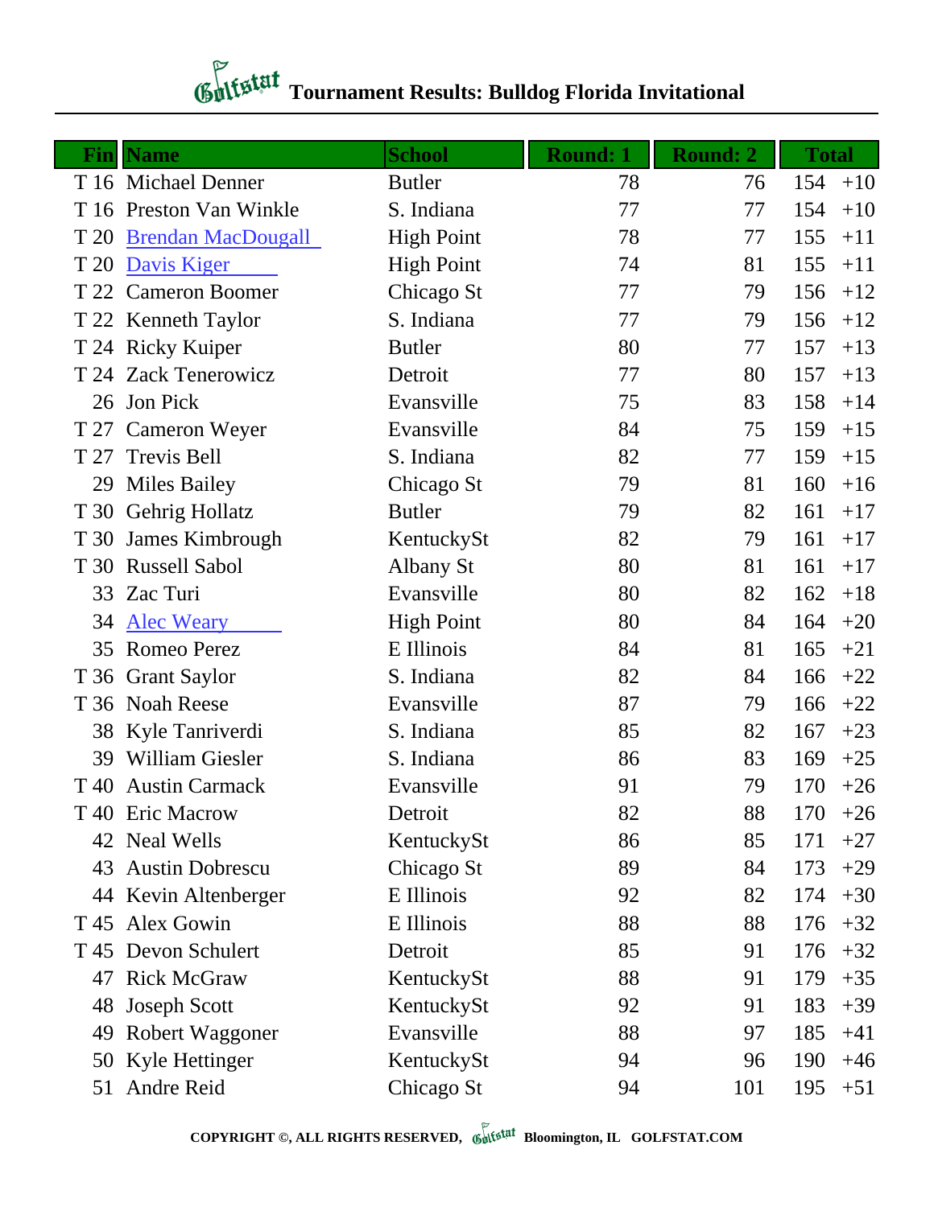# Tournament Results: Bulldog Florida Invitational

| Fin | Name | School | Round: 1 | Round: 2 | Total | |
|---|---|---|---|---|---|---|
| T 16 | Michael Denner | Butler | 78 | 76 | 154 | +10 |
| T 16 | Preston Van Winkle | S. Indiana | 77 | 77 | 154 | +10 |
| T 20 | Brendan MacDougall | High Point | 78 | 77 | 155 | +11 |
| T 20 | Davis Kiger | High Point | 74 | 81 | 155 | +11 |
| T 22 | Cameron Boomer | Chicago St | 77 | 79 | 156 | +12 |
| T 22 | Kenneth Taylor | S. Indiana | 77 | 79 | 156 | +12 |
| T 24 | Ricky Kuiper | Butler | 80 | 77 | 157 | +13 |
| T 24 | Zack Tenerowicz | Detroit | 77 | 80 | 157 | +13 |
| 26 | Jon Pick | Evansville | 75 | 83 | 158 | +14 |
| T 27 | Cameron Weyer | Evansville | 84 | 75 | 159 | +15 |
| T 27 | Trevis Bell | S. Indiana | 82 | 77 | 159 | +15 |
| 29 | Miles Bailey | Chicago St | 79 | 81 | 160 | +16 |
| T 30 | Gehrig Hollatz | Butler | 79 | 82 | 161 | +17 |
| T 30 | James Kimbrough | KentuckySt | 82 | 79 | 161 | +17 |
| T 30 | Russell Sabol | Albany St | 80 | 81 | 161 | +17 |
| 33 | Zac Turi | Evansville | 80 | 82 | 162 | +18 |
| 34 | Alec Weary | High Point | 80 | 84 | 164 | +20 |
| 35 | Romeo Perez | E Illinois | 84 | 81 | 165 | +21 |
| T 36 | Grant Saylor | S. Indiana | 82 | 84 | 166 | +22 |
| T 36 | Noah Reese | Evansville | 87 | 79 | 166 | +22 |
| 38 | Kyle Tanriverdi | S. Indiana | 85 | 82 | 167 | +23 |
| 39 | William Giesler | S. Indiana | 86 | 83 | 169 | +25 |
| T 40 | Austin Carmack | Evansville | 91 | 79 | 170 | +26 |
| T 40 | Eric Macrow | Detroit | 82 | 88 | 170 | +26 |
| 42 | Neal Wells | KentuckySt | 86 | 85 | 171 | +27 |
| 43 | Austin Dobrescu | Chicago St | 89 | 84 | 173 | +29 |
| 44 | Kevin Altenberger | E Illinois | 92 | 82 | 174 | +30 |
| T 45 | Alex Gowin | E Illinois | 88 | 88 | 176 | +32 |
| T 45 | Devon Schulert | Detroit | 85 | 91 | 176 | +32 |
| 47 | Rick McGraw | KentuckySt | 88 | 91 | 179 | +35 |
| 48 | Joseph Scott | KentuckySt | 92 | 91 | 183 | +39 |
| 49 | Robert Waggoner | Evansville | 88 | 97 | 185 | +41 |
| 50 | Kyle Hettinger | KentuckySt | 94 | 96 | 190 | +46 |
| 51 | Andre Reid | Chicago St | 94 | 101 | 195 | +51 |

**COPYRIGHT ©, ALL RIGHTS RESERVED, Golfstat Bloomington, IL GOLFSTAT.COM**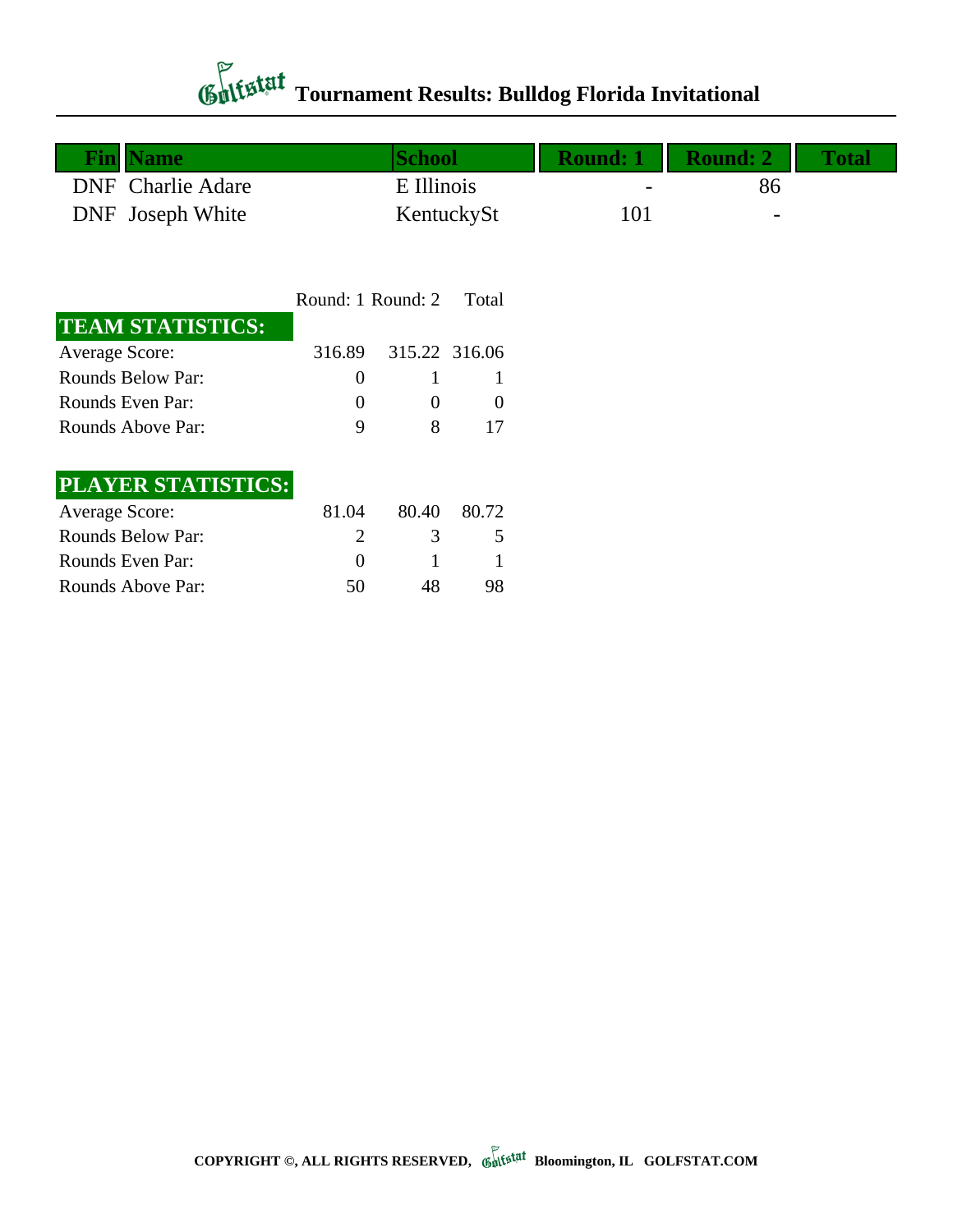# Tournament Results: Bulldog Florida Invitational

| Fin | Name | School | Round: 1 | Round: 2 | Total |
|---|---|---|---|---|---|
| DNF | Charlie Adare | E Illinois | - | 86 | |
| DNF | Joseph White | KentuckySt | 101 | - | |

| | Round: 1 | Round: 2 | Total |
|---|---|---|---|
| **TEAM STATISTICS:** | | | |
| Average Score: | 316.89 | 315.22 | 316.06 |
| Rounds Below Par: | 0 | 1 | 1 |
| Rounds Even Par: | 0 | 0 | 0 |
| Rounds Above Par: | 9 | 8 | 17 |
| **PLAYER STATISTICS:** | | | |
| Average Score: | 81.04 | 80.40 | 80.72 |
| Rounds Below Par: | 2 | 3 | 5 |
| Rounds Even Par: | 0 | 1 | 1 |
| Rounds Above Par: | 50 | 48 | 98 |

COPYRIGHT ©, ALL RIGHTS RESERVED, Golfstat Bloomington, IL GOLFSTAT.COM